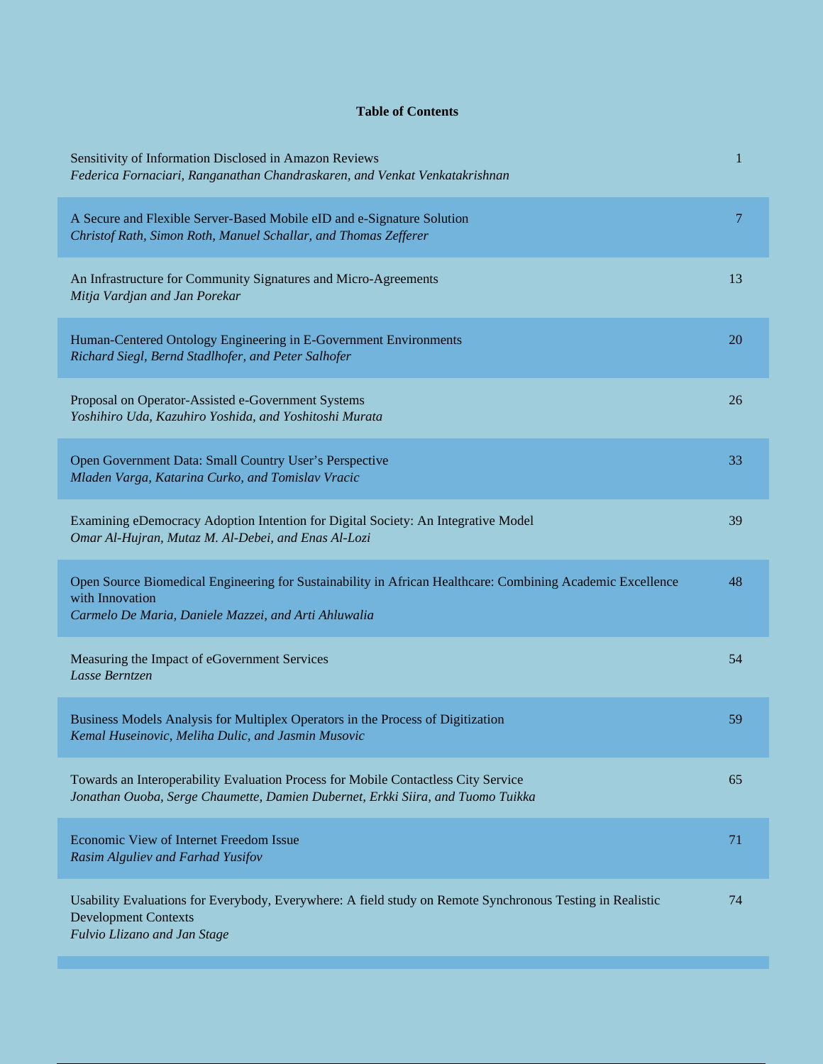**Table of Contents**

| | |
|---|---|
| Sensitivity of Information Disclosed in Amazon Reviews<br>*Federica Fornaciari, Ranganathan Chandraskaren, and Venkat Venkatakrishnan* | 1 |
| A Secure and Flexible Server-Based Mobile eID and e-Signature Solution<br>*Christof Rath, Simon Roth, Manuel Schallar, and Thomas Zefferer* | 7 |
| An Infrastructure for Community Signatures and Micro-Agreements<br>*Mitja Vardjan and Jan Porekar* | 13 |
| Human-Centered Ontology Engineering in E-Government Environments<br>*Richard Siegl, Bernd Stadlhofer, and Peter Salhofer* | 20 |
| Proposal on Operator-Assisted e-Government Systems<br>*Yoshihiro Uda, Kazuhiro Yoshida, and Yoshitoshi Murata* | 26 |
| Open Government Data: Small Country User's Perspective<br>*Mladen Varga, Katarina Curko, and Tomislav Vracic* | 33 |
| Examining eDemocracy Adoption Intention for Digital Society: An Integrative Model<br>*Omar Al-Hujran, Mutaz M. Al-Debei, and Enas Al-Lozi* | 39 |
| Open Source Biomedical Engineering for Sustainability in African Healthcare: Combining Academic Excellence with Innovation<br>*Carmelo De Maria, Daniele Mazzei, and Arti Ahluwalia* | 48 |
| Measuring the Impact of eGovernment Services<br>*Lasse Berntzen* | 54 |
| Business Models Analysis for Multiplex Operators in the Process of Digitization<br>*Kemal Huseinovic, Meliha Dulic, and Jasmin Musovic* | 59 |
| Towards an Interoperability Evaluation Process for Mobile Contactless City Service<br>*Jonathan Ouoba, Serge Chaumette, Damien Dubernet, Erkki Siira, and Tuomo Tuikka* | 65 |
| Economic View of Internet Freedom Issue<br>*Rasim Alguliev and Farhad Yusifov* | 71 |
| Usability Evaluations for Everybody, Everywhere: A field study on Remote Synchronous Testing in Realistic Development Contexts<br>*Fulvio Llizano and Jan Stage* | 74 |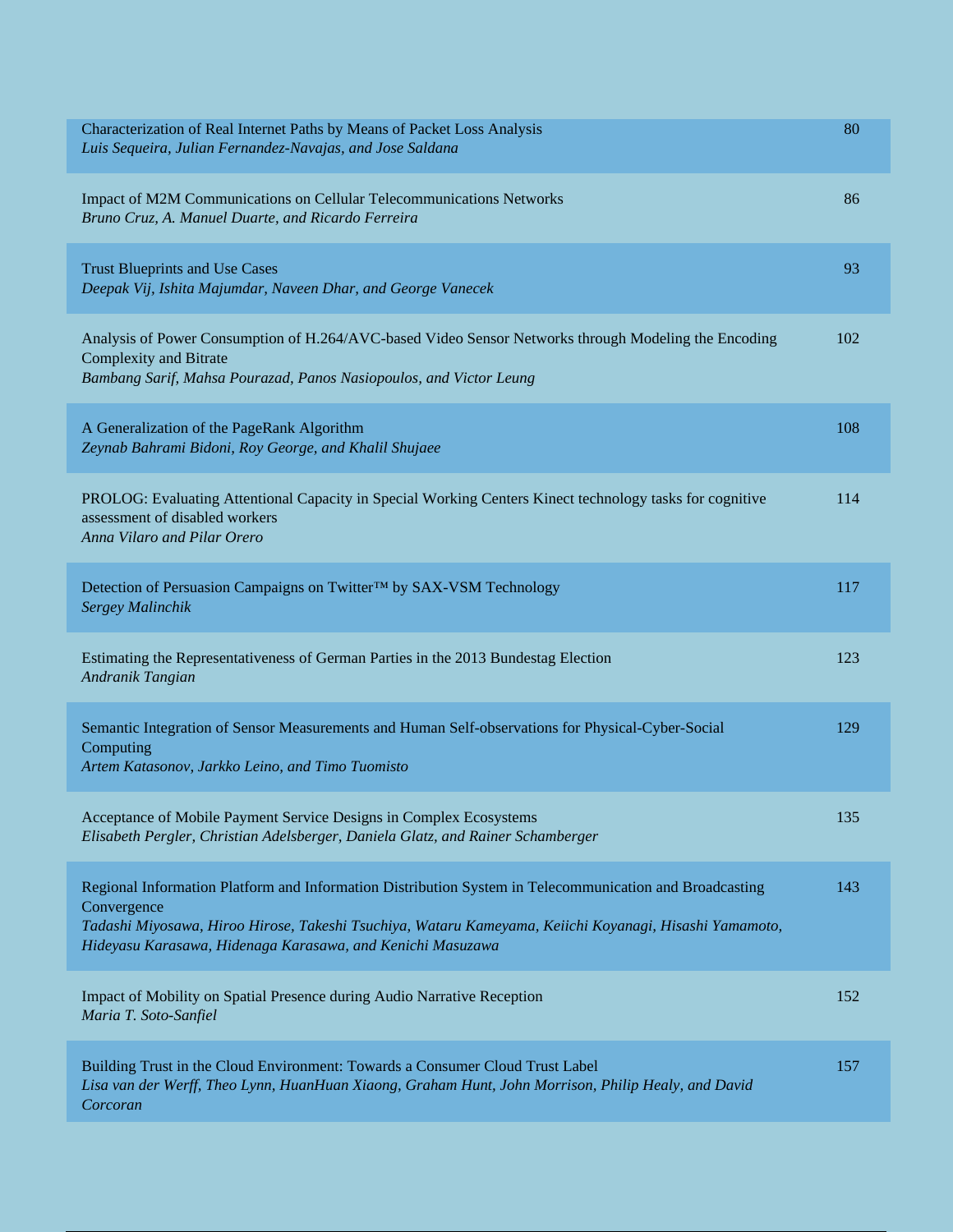| | |
|---|---|
| Characterization of Real Internet Paths by Means of Packet Loss Analysis<br>*Luis Sequeira, Julian Fernandez-Navajas, and Jose Saldana* | 80 |
| Impact of M2M Communications on Cellular Telecommunications Networks<br>*Bruno Cruz, A. Manuel Duarte, and Ricardo Ferreira* | 86 |
| Trust Blueprints and Use Cases<br>*Deepak Vij, Ishita Majumdar, Naveen Dhar, and George Vanecek* | 93 |
| Analysis of Power Consumption of H.264/AVC-based Video Sensor Networks through Modeling the Encoding Complexity and Bitrate<br>*Bambang Sarif, Mahsa Pourazad, Panos Nasiopoulos, and Victor Leung* | 102 |
| A Generalization of the PageRank Algorithm<br>*Zeynab Bahrami Bidoni, Roy George, and Khalil Shujaee* | 108 |
| PROLOG: Evaluating Attentional Capacity in Special Working Centers Kinect technology tasks for cognitive assessment of disabled workers<br>*Anna Vilaro and Pilar Orero* | 114 |
| Detection of Persuasion Campaigns on Twitter™ by SAX-VSM Technology<br>*Sergey Malinchik* | 117 |
| Estimating the Representativeness of German Parties in the 2013 Bundestag Election<br>*Andranik Tangian* | 123 |
| Semantic Integration of Sensor Measurements and Human Self-observations for Physical-Cyber-Social Computing<br>*Artem Katasonov, Jarkko Leino, and Timo Tuomisto* | 129 |
| Acceptance of Mobile Payment Service Designs in Complex Ecosystems<br>*Elisabeth Pergler, Christian Adelsberger, Daniela Glatz, and Rainer Schamberger* | 135 |
| Regional Information Platform and Information Distribution System in Telecommunication and Broadcasting Convergence<br>*Tadashi Miyosawa, Hiroo Hirose, Takeshi Tsuchiya, Wataru Kameyama, Keiichi Koyanagi, Hisashi Yamamoto, Hideyasu Karasawa, Hidenaga Karasawa, and Kenichi Masuzawa* | 143 |
| Impact of Mobility on Spatial Presence during Audio Narrative Reception<br>*Maria T. Soto-Sanfiel* | 152 |
| Building Trust in the Cloud Environment: Towards a Consumer Cloud Trust Label<br>*Lisa van der Werff, Theo Lynn, HuanHuan Xiaong, Graham Hunt, John Morrison, Philip Healy, and David Corcoran* | 157 |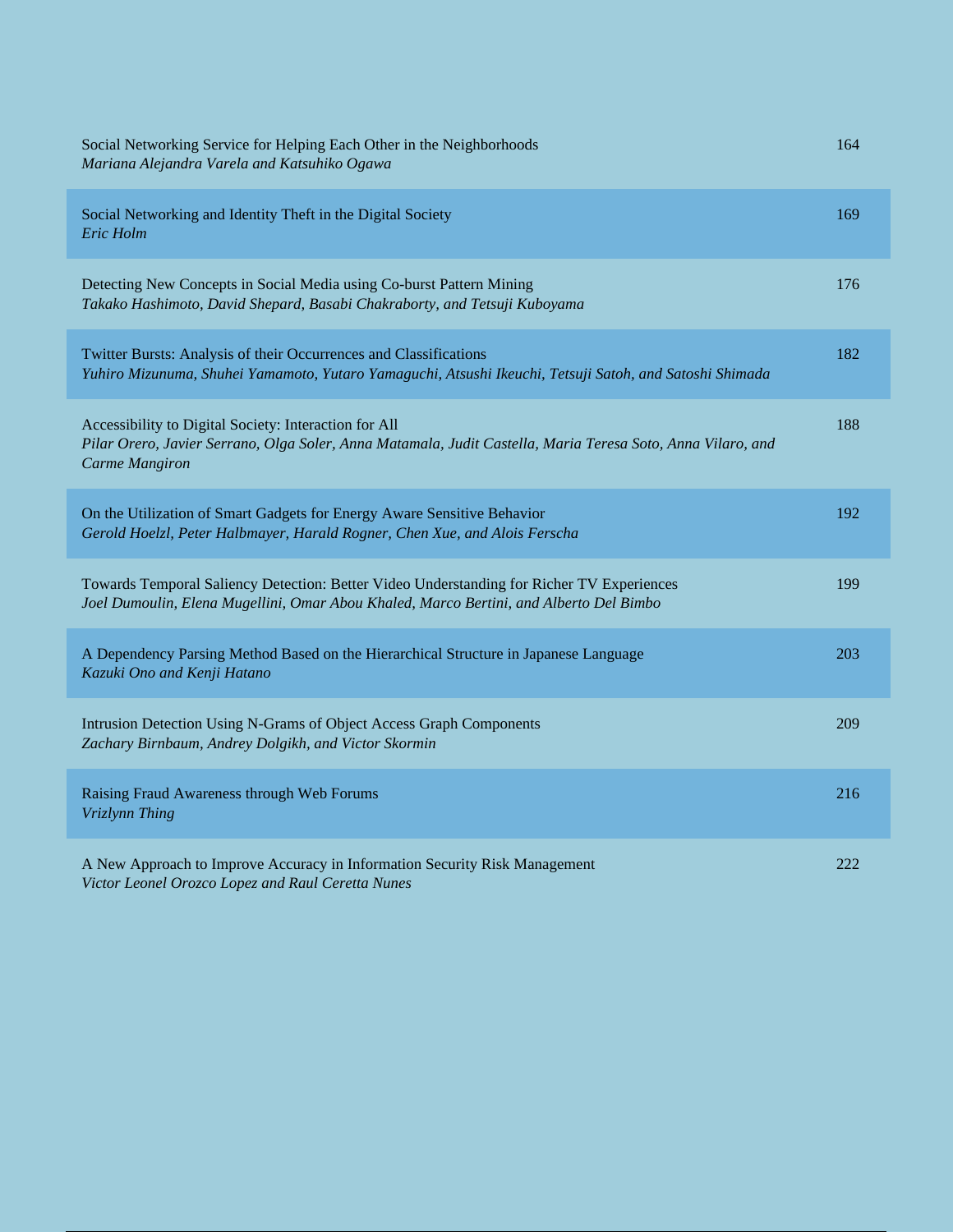Social Networking Service for Helping Each Other in the Neighborhoods
*Mariana Alejandra Varela and Katsuhiko Ogawa*
164

Social Networking and Identity Theft in the Digital Society
*Eric Holm*
169

Detecting New Concepts in Social Media using Co-burst Pattern Mining
*Takako Hashimoto, David Shepard, Basabi Chakraborty, and Tetsuji Kuboyama*
176

Twitter Bursts: Analysis of their Occurrences and Classifications
*Yuhiro Mizunuma, Shuhei Yamamoto, Yutaro Yamaguchi, Atsushi Ikeuchi, Tetsuji Satoh, and Satoshi Shimada*
182

Accessibility to Digital Society: Interaction for All
*Pilar Orero, Javier Serrano, Olga Soler, Anna Matamala, Judit Castella, Maria Teresa Soto, Anna Vilaro, and Carme Mangiron*
188

On the Utilization of Smart Gadgets for Energy Aware Sensitive Behavior
*Gerold Hoelzl, Peter Halbmayer, Harald Rogner, Chen Xue, and Alois Ferscha*
192

Towards Temporal Saliency Detection: Better Video Understanding for Richer TV Experiences
*Joel Dumoulin, Elena Mugellini, Omar Abou Khaled, Marco Bertini, and Alberto Del Bimbo*
199

A Dependency Parsing Method Based on the Hierarchical Structure in Japanese Language
*Kazuki Ono and Kenji Hatano*
203

Intrusion Detection Using N-Grams of Object Access Graph Components
*Zachary Birnbaum, Andrey Dolgikh, and Victor Skormin*
209

Raising Fraud Awareness through Web Forums
*Vrizlynn Thing*
216

A New Approach to Improve Accuracy in Information Security Risk Management
*Victor Leonel Orozco Lopez and Raul Ceretta Nunes*
222